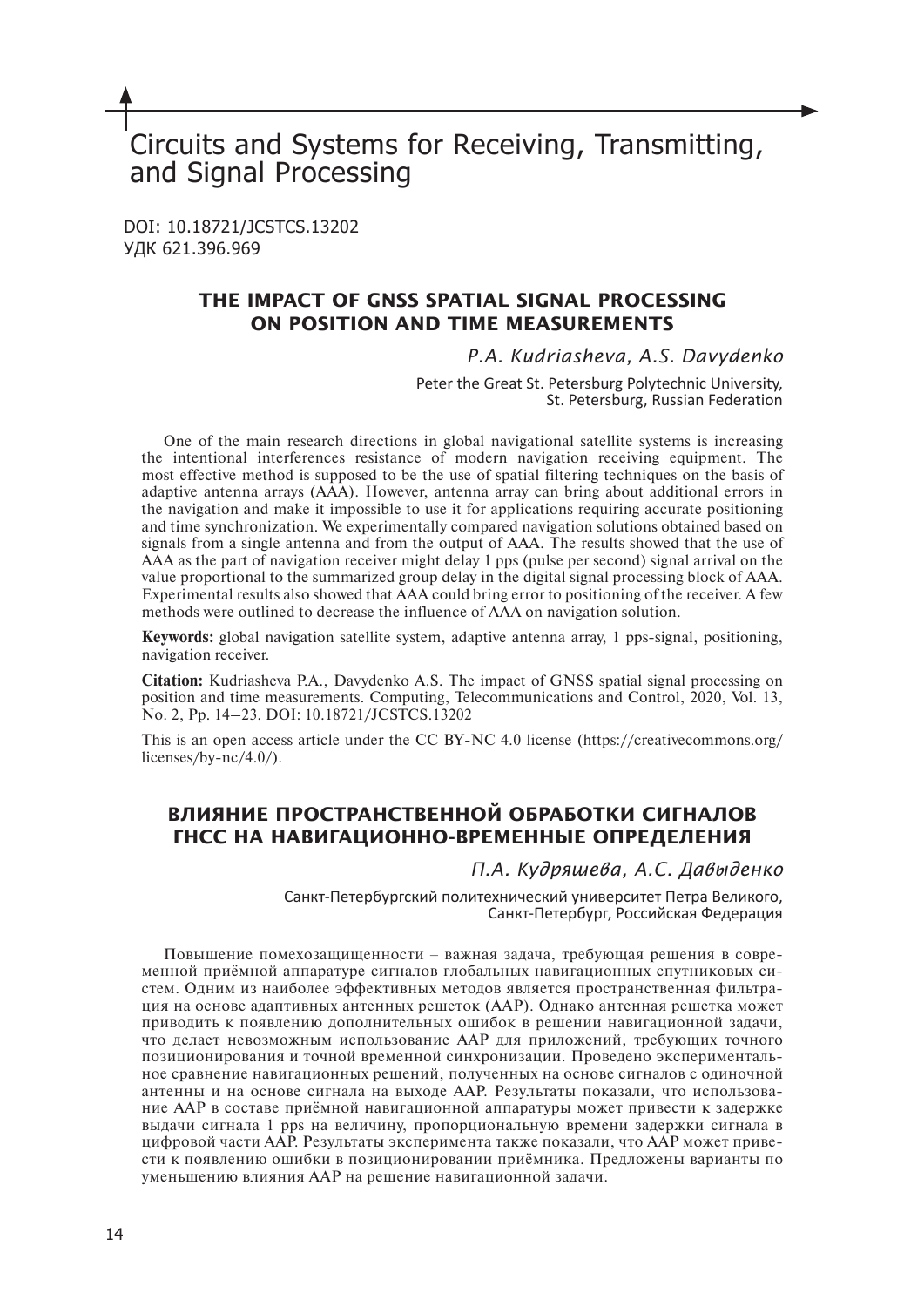# Circuits and Systems for Receiving, Transmitting, and Signal Processing

DOI: 10.18721/JCSTCS.13202
УДК 621.396.969

## THE IMPACT OF GNSS SPATIAL SIGNAL PROCESSING ON POSITION AND TIME MEASUREMENTS

*P.A. Kudriasheva, A.S. Davydenko*

Peter the Great St. Petersburg Polytechnic University,
St. Petersburg, Russian Federation

One of the main research directions in global navigational satellite systems is increasing the intentional interferences resistance of modern navigation receiving equipment. The most effective method is supposed to be the use of spatial filtering techniques on the basis of adaptive antenna arrays (AAA). However, antenna array can bring about additional errors in the navigation and make it impossible to use it for applications requiring accurate positioning and time synchronization. We experimentally compared navigation solutions obtained based on signals from a single antenna and from the output of AAA. The results showed that the use of AAA as the part of navigation receiver might delay 1 pps (pulse per second) signal arrival on the value proportional to the summarized group delay in the digital signal processing block of AAA. Experimental results also showed that AAA could bring error to positioning of the receiver. A few methods were outlined to decrease the influence of AAA on navigation solution.

**Keywords:** global navigation satellite system, adaptive antenna array, 1 pps-signal, positioning, navigation receiver.

**Citation:** Kudriasheva P.A., Davydenko A.S. The impact of GNSS spatial signal processing on position and time measurements. Computing, Telecommunications and Control, 2020, Vol. 13, No. 2, Pp. 14–23. DOI: 10.18721/JCSTCS.13202

This is an open access article under the CC BY-NC 4.0 license (https://creativecommons.org/licenses/by-nc/4.0/).

## ВЛИЯНИЕ ПРОСТРАНСТВЕННОЙ ОБРАБОТКИ СИГНАЛОВ ГНСС НА НАВИГАЦИОННО-ВРЕМЕННЫЕ ОПРЕДЕЛЕНИЯ

*П.А. Кудряшева, А.С. Давыденко*

Санкт-Петербургский политехнический университет Петра Великого,
Санкт-Петербург, Российская Федерация

Повышение помехозащищенности – важная задача, требующая решения в современной приёмной аппаратуре сигналов глобальных навигационных спутниковых систем. Одним из наиболее эффективных методов является пространственная фильтрация на основе адаптивных антенных решеток (ААР). Однако антенная решетка может приводить к появлению дополнительных ошибок в решении навигационной задачи, что делает невозможным использование ААР для приложений, требующих точного позиционирования и точной временной синхронизации. Проведено экспериментальное сравнение навигационных решений, полученных на основе сигналов с одиночной антенны и на основе сигнала на выходе ААР. Результаты показали, что использование ААР в составе приёмной навигационной аппаратуры может привести к задержке выдачи сигнала 1 pps на величину, пропорциональную времени задержки сигнала в цифровой части ААР. Результаты эксперимента также показали, что ААР может привести к появлению ошибки в позиционировании приёмника. Предложены варианты по уменьшению влияния ААР на решение навигационной задачи.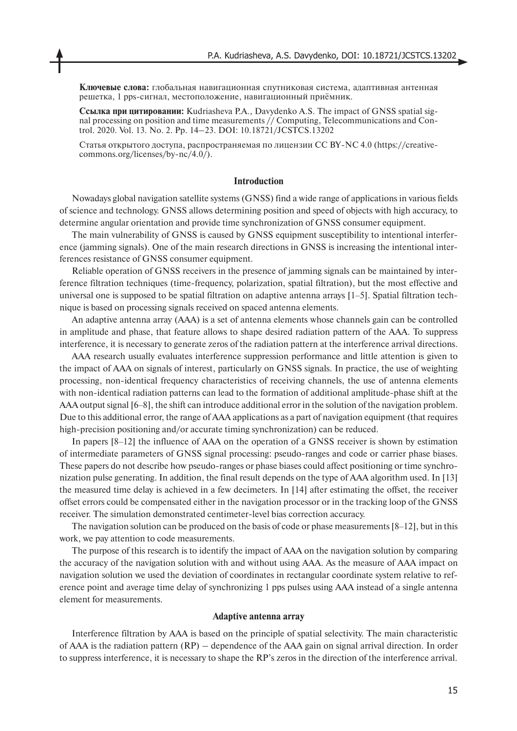**Ключевые слова:** глобальная навигационная спутниковая система, адаптивная антенная решетка, 1 pps-сигнал, местоположение, навигационный приёмник.

**Ссылка при цитировании:** Kudriasheva P.A., Davydenko A.S. The impact of GNSS spatial signal processing on position and time measurements // Computing, Telecommunications and Control. 2020. Vol. 13. No. 2. Pp. 14–23. DOI: 10.18721/JCSTCS.13202

Статья открытого доступа, распространяемая по лицензии CC BY-NC 4.0 (https://creativecommons.org/licenses/by-nc/4.0/).

## Introduction

Nowadays global navigation satellite systems (GNSS) find a wide range of applications in various fields of science and technology. GNSS allows determining position and speed of objects with high accuracy, to determine angular orientation and provide time synchronization of GNSS consumer equipment.

The main vulnerability of GNSS is caused by GNSS equipment susceptibility to intentional interference (jamming signals). One of the main research directions in GNSS is increasing the intentional interferences resistance of GNSS consumer equipment.

Reliable operation of GNSS receivers in the presence of jamming signals can be maintained by interference filtration techniques (time-frequency, polarization, spatial filtration), but the most effective and universal one is supposed to be spatial filtration on adaptive antenna arrays [1–5]. Spatial filtration technique is based on processing signals received on spaced antenna elements.

An adaptive antenna array (AAA) is a set of antenna elements whose channels gain can be controlled in amplitude and phase, that feature allows to shape desired radiation pattern of the AAA. To suppress interference, it is necessary to generate zeros of the radiation pattern at the interference arrival directions.

AAA research usually evaluates interference suppression performance and little attention is given to the impact of AAA on signals of interest, particularly on GNSS signals. In practice, the use of weighting processing, non-identical frequency characteristics of receiving channels, the use of antenna elements with non-identical radiation patterns can lead to the formation of additional amplitude-phase shift at the AAA output signal [6–8], the shift can introduce additional error in the solution of the navigation problem. Due to this additional error, the range of AAA applications as a part of navigation equipment (that requires high-precision positioning and/or accurate timing synchronization) can be reduced.

In papers [8–12] the influence of AAA on the operation of a GNSS receiver is shown by estimation of intermediate parameters of GNSS signal processing: pseudo-ranges and code or carrier phase biases. These papers do not describe how pseudo-ranges or phase biases could affect positioning or time synchronization pulse generating. In addition, the final result depends on the type of AAA algorithm used. In [13] the measured time delay is achieved in a few decimeters. In [14] after estimating the offset, the receiver offset errors could be compensated either in the navigation processor or in the tracking loop of the GNSS receiver. The simulation demonstrated centimeter-level bias correction accuracy.

The navigation solution can be produced on the basis of code or phase measurements [8–12], but in this work, we pay attention to code measurements.

The purpose of this research is to identify the impact of AAA on the navigation solution by comparing the accuracy of the navigation solution with and without using AAA. As the measure of AAA impact on navigation solution we used the deviation of coordinates in rectangular coordinate system relative to reference point and average time delay of synchronizing 1 pps pulses using AAA instead of a single antenna element for measurements.

## Adaptive antenna array

Interference filtration by AAA is based on the principle of spatial selectivity. The main characteristic of AAA is the radiation pattern (RP) – dependence of the AAA gain on signal arrival direction. In order to suppress interference, it is necessary to shape the RP's zeros in the direction of the interference arrival.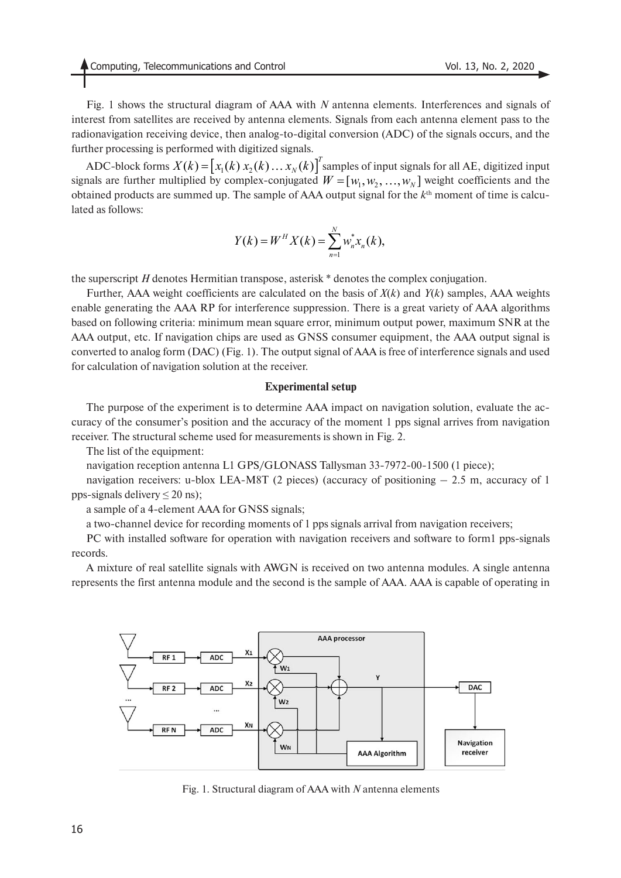Fig. 1 shows the structural diagram of AAA with $N$ antenna elements. Interferences and signals of interest from satellites are received by antenna elements. Signals from each antenna element pass to the radionavigation receiving device, then analog-to-digital conversion (ADC) of the signals occurs, and the further processing is performed with digitized signals.

ADC-block forms $X(k) = [x_1(k)\ x_2(k) \ldots x_N(k)]^T$ samples of input signals for all AE, digitized input signals are further multiplied by complex-conjugated $W = [w_1, w_2, \ldots, w_N]$ weight coefficients and the obtained products are summed up. The sample of AAA output signal for the $k^{\text{th}}$ moment of time is calculated as follows:

$$Y(k) = W^H X(k) = \sum_{n=1}^{N} w_n^* x_n(k),$$

the superscript $H$ denotes Hermitian transpose, asterisk * denotes the complex conjugation.

Further, AAA weight coefficients are calculated on the basis of $X(k)$ and $Y(k)$ samples, AAA weights enable generating the AAA RP for interference suppression. There is a great variety of AAA algorithms based on following criteria: minimum mean square error, minimum output power, maximum SNR at the AAA output, etc. If navigation chips are used as GNSS consumer equipment, the AAA output signal is converted to analog form (DAC) (Fig. 1). The output signal of AAA is free of interference signals and used for calculation of navigation solution at the receiver.

### Experimental setup

The purpose of the experiment is to determine AAA impact on navigation solution, evaluate the accuracy of the consumer's position and the accuracy of the moment 1 pps signal arrives from navigation receiver. The structural scheme used for measurements is shown in Fig. 2.

The list of the equipment:

navigation reception antenna L1 GPS/GLONASS Tallysman 33-7972-00-1500 (1 piece);

navigation receivers: u-blox LEA-M8T (2 pieces) (accuracy of positioning – 2.5 m, accuracy of 1 pps-signals delivery ≤ 20 ns);

a sample of a 4-element AAA for GNSS signals;

a two-channel device for recording moments of 1 pps signals arrival from navigation receivers;

PC with installed software for operation with navigation receivers and software to form1 pps-signals records.

A mixture of real satellite signals with AWGN is received on two antenna modules. A single antenna represents the first antenna module and the second is the sample of AAA. AAA is capable of operating in

Fig. 1. Structural diagram of AAA with $N$ antenna elements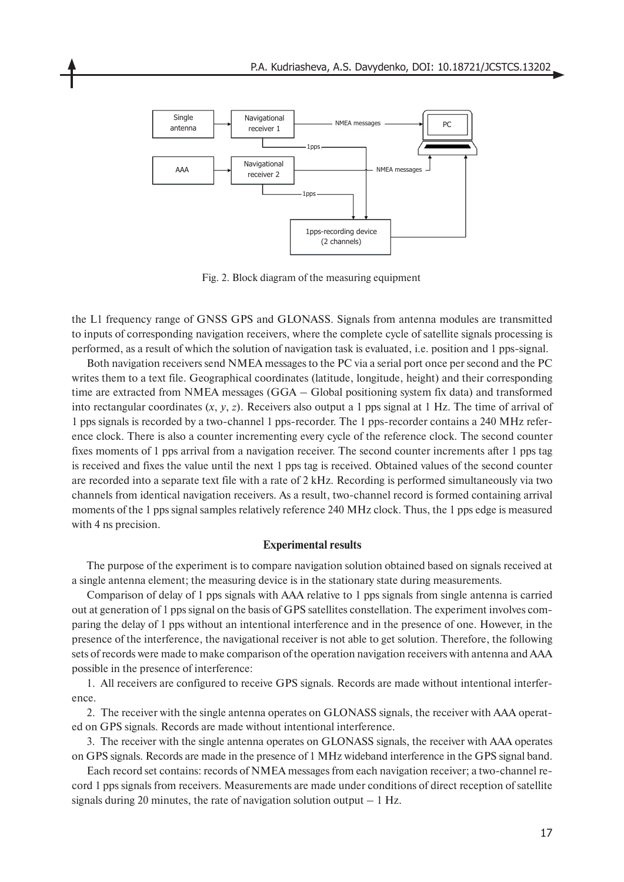Fig. 2. Block diagram of the measuring equipment

the L1 frequency range of GNSS GPS and GLONASS. Signals from antenna modules are transmitted to inputs of corresponding navigation receivers, where the complete cycle of satellite signals processing is performed, as a result of which the solution of navigation task is evaluated, i.e. position and 1 pps-signal.

Both navigation receivers send NMEA messages to the PC via a serial port once per second and the PC writes them to a text file. Geographical coordinates (latitude, longitude, height) and their corresponding time are extracted from NMEA messages (GGA – Global positioning system fix data) and transformed into rectangular coordinates ($x$, $y$, $z$). Receivers also output a 1 pps signal at 1 Hz. The time of arrival of 1 pps signals is recorded by a two-channel 1 pps-recorder. The 1 pps-recorder contains a 240 MHz reference clock. There is also a counter incrementing every cycle of the reference clock. The second counter fixes moments of 1 pps arrival from a navigation receiver. The second counter increments after 1 pps tag is received and fixes the value until the next 1 pps tag is received. Obtained values of the second counter are recorded into a separate text file with a rate of 2 kHz. Recording is performed simultaneously via two channels from identical navigation receivers. As a result, two-channel record is formed containing arrival moments of the 1 pps signal samples relatively reference 240 MHz clock. Thus, the 1 pps edge is measured with 4 ns precision.

### Experimental results

The purpose of the experiment is to compare navigation solution obtained based on signals received at a single antenna element; the measuring device is in the stationary state during measurements.

Comparison of delay of 1 pps signals with AAA relative to 1 pps signals from single antenna is carried out at generation of 1 pps signal on the basis of GPS satellites constellation. The experiment involves comparing the delay of 1 pps without an intentional interference and in the presence of one. However, in the presence of the interference, the navigational receiver is not able to get solution. Therefore, the following sets of records were made to make comparison of the operation navigation receivers with antenna and AAA possible in the presence of interference:

1. All receivers are configured to receive GPS signals. Records are made without intentional interference.

2. The receiver with the single antenna operates on GLONASS signals, the receiver with AAA operated on GPS signals. Records are made without intentional interference.

3. The receiver with the single antenna operates on GLONASS signals, the receiver with AAA operates on GPS signals. Records are made in the presence of 1 MHz wideband interference in the GPS signal band.

Each record set contains: records of NMEA messages from each navigation receiver; a two-channel record 1 pps signals from receivers. Measurements are made under conditions of direct reception of satellite signals during 20 minutes, the rate of navigation solution output – 1 Hz.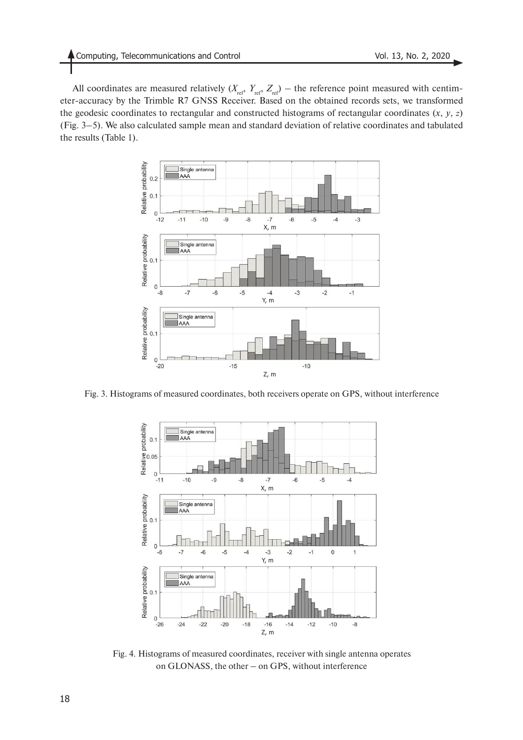All coordinates are measured relatively ($X_{ref}$, $Y_{ref}$, $Z_{ref}$) – the reference point measured with centimeter-accuracy by the Trimble R7 GNSS Receiver. Based on the obtained records sets, we transformed the geodesic coordinates to rectangular and constructed histograms of rectangular coordinates ($x$, $y$, $z$) (Fig. 3–5). We also calculated sample mean and standard deviation of relative coordinates and tabulated the results (Table 1).

Fig. 3. Histograms of measured coordinates, both receivers operate on GPS, without interference

Fig. 4. Histograms of measured coordinates, receiver with single antenna operates on GLONASS, the other – on GPS, without interference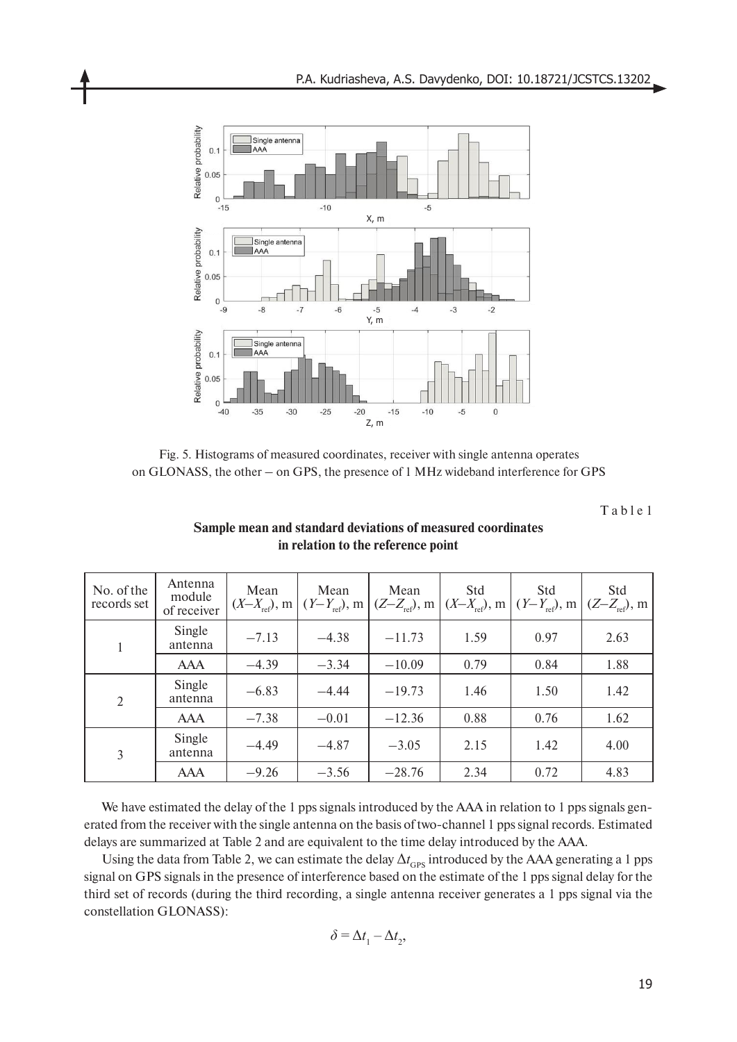Fig. 5. Histograms of measured coordinates, receiver with single antenna operates on GLONASS, the other – on GPS, the presence of 1 MHz wideband interference for GPS

Table 1

**Sample mean and standard deviations of measured coordinates in relation to the reference point**

| No. of the records set | Antenna module of receiver | Mean $(X–X_{ref})$, m | Mean $(Y–Y_{ref})$, m | Mean $(Z–Z_{ref})$, m | Std $(X–X_{ref})$, m | Std $(Y–Y_{ref})$, m | Std $(Z–Z_{ref})$, m |
|---|---|---|---|---|---|---|---|
| 1 | Single antenna | −7.13 | −4.38 | −11.73 | 1.59 | 0.97 | 2.63 |
| | AAA | −4.39 | −3.34 | −10.09 | 0.79 | 0.84 | 1.88 |
| 2 | Single antenna | −6.83 | −4.44 | −19.73 | 1.46 | 1.50 | 1.42 |
| | AAA | −7.38 | −0.01 | −12.36 | 0.88 | 0.76 | 1.62 |
| 3 | Single antenna | −4.49 | −4.87 | −3.05 | 2.15 | 1.42 | 4.00 |
| | AAA | −9.26 | −3.56 | −28.76 | 2.34 | 0.72 | 4.83 |

We have estimated the delay of the 1 pps signals introduced by the AAA in relation to 1 pps signals generated from the receiver with the single antenna on the basis of two-channel 1 pps signal records. Estimated delays are summarized at Table 2 and are equivalent to the time delay introduced by the AAA.

Using the data from Table 2, we can estimate the delay $\Delta t_{GPS}$ introduced by the AAA generating a 1 pps signal on GPS signals in the presence of interference based on the estimate of the 1 pps signal delay for the third set of records (during the third recording, a single antenna receiver generates a 1 pps signal via the constellation GLONASS):

$$\delta = \Delta t_1 - \Delta t_2,$$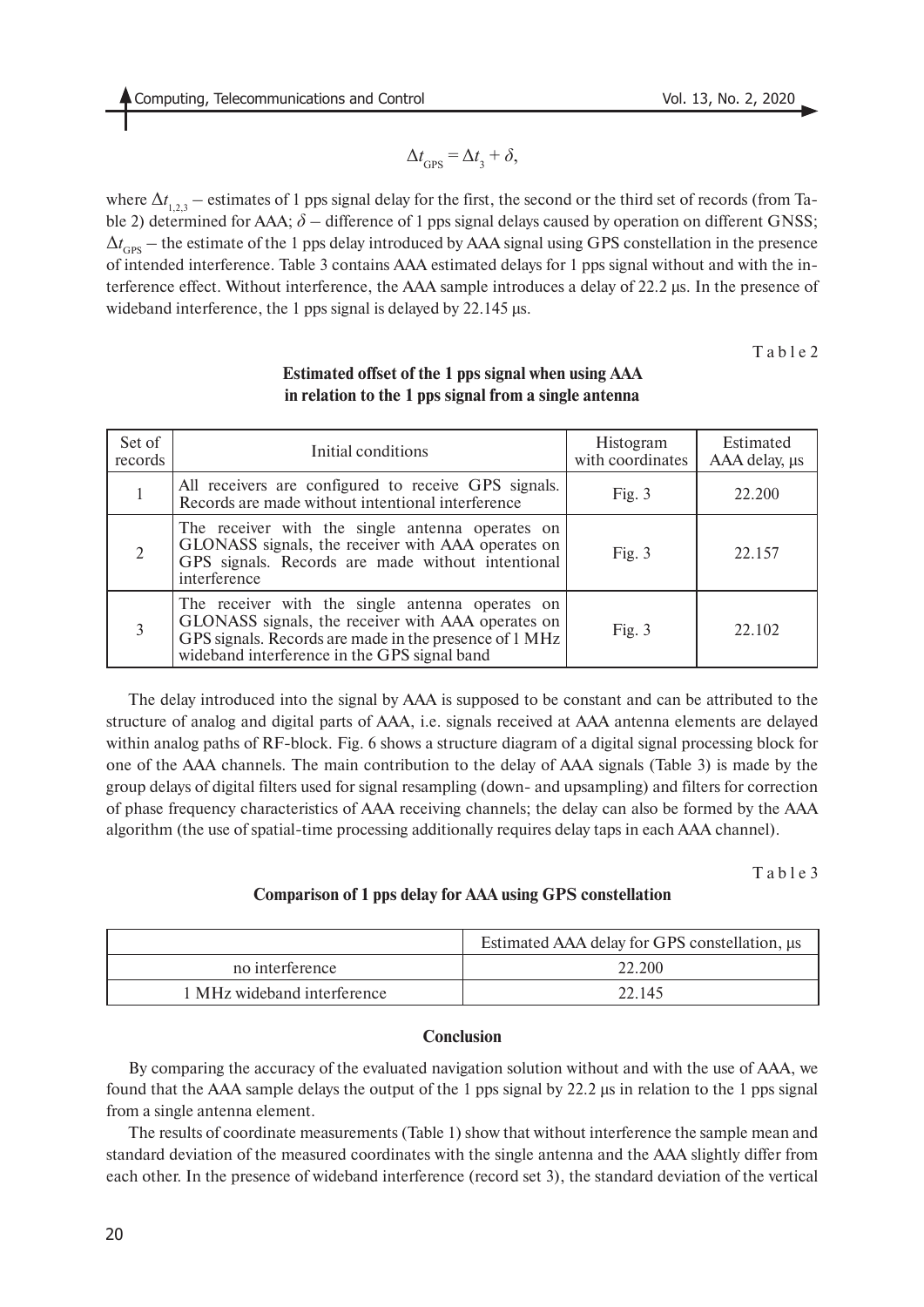$$\Delta t_{\text{GPS}} = \Delta t_3 + \delta,$$

where $\Delta t_{1,2,3}$ – estimates of 1 pps signal delay for the first, the second or the third set of records (from Table 2) determined for AAA; $\delta$ – difference of 1 pps signal delays caused by operation on different GNSS; $\Delta t_{\text{GPS}}$ – the estimate of the 1 pps delay introduced by AAA signal using GPS constellation in the presence of intended interference. Table 3 contains AAA estimated delays for 1 pps signal without and with the interference effect. Without interference, the AAA sample introduces a delay of 22.2 μs. In the presence of wideband interference, the 1 pps signal is delayed by 22.145 μs.

Table 2

**Estimated offset of the 1 pps signal when using AAA in relation to the 1 pps signal from a single antenna**

| Set of records | Initial conditions | Histogram with coordinates | Estimated AAA delay, μs |
|---|---|---|---|
| 1 | All receivers are configured to receive GPS signals. Records are made without intentional interference | Fig. 3 | 22.200 |
| 2 | The receiver with the single antenna operates on GLONASS signals, the receiver with AAA operates on GPS signals. Records are made without intentional interference | Fig. 3 | 22.157 |
| 3 | The receiver with the single antenna operates on GLONASS signals, the receiver with AAA operates on GPS signals. Records are made in the presence of 1 MHz wideband interference in the GPS signal band | Fig. 3 | 22.102 |

The delay introduced into the signal by AAA is supposed to be constant and can be attributed to the structure of analog and digital parts of AAA, i.e. signals received at AAA antenna elements are delayed within analog paths of RF-block. Fig. 6 shows a structure diagram of a digital signal processing block for one of the AAA channels. The main contribution to the delay of AAA signals (Table 3) is made by the group delays of digital filters used for signal resampling (down- and upsampling) and filters for correction of phase frequency characteristics of AAA receiving channels; the delay can also be formed by the AAA algorithm (the use of spatial-time processing additionally requires delay taps in each AAA channel).

Table 3

**Comparison of 1 pps delay for AAA using GPS constellation**

| | Estimated AAA delay for GPS constellation, μs |
|---|---|
| no interference | 22.200 |
| 1 MHz wideband interference | 22.145 |

## Conclusion

By comparing the accuracy of the evaluated navigation solution without and with the use of AAA, we found that the AAA sample delays the output of the 1 pps signal by 22.2 μs in relation to the 1 pps signal from a single antenna element.

The results of coordinate measurements (Table 1) show that without interference the sample mean and standard deviation of the measured coordinates with the single antenna and the AAA slightly differ from each other. In the presence of wideband interference (record set 3), the standard deviation of the vertical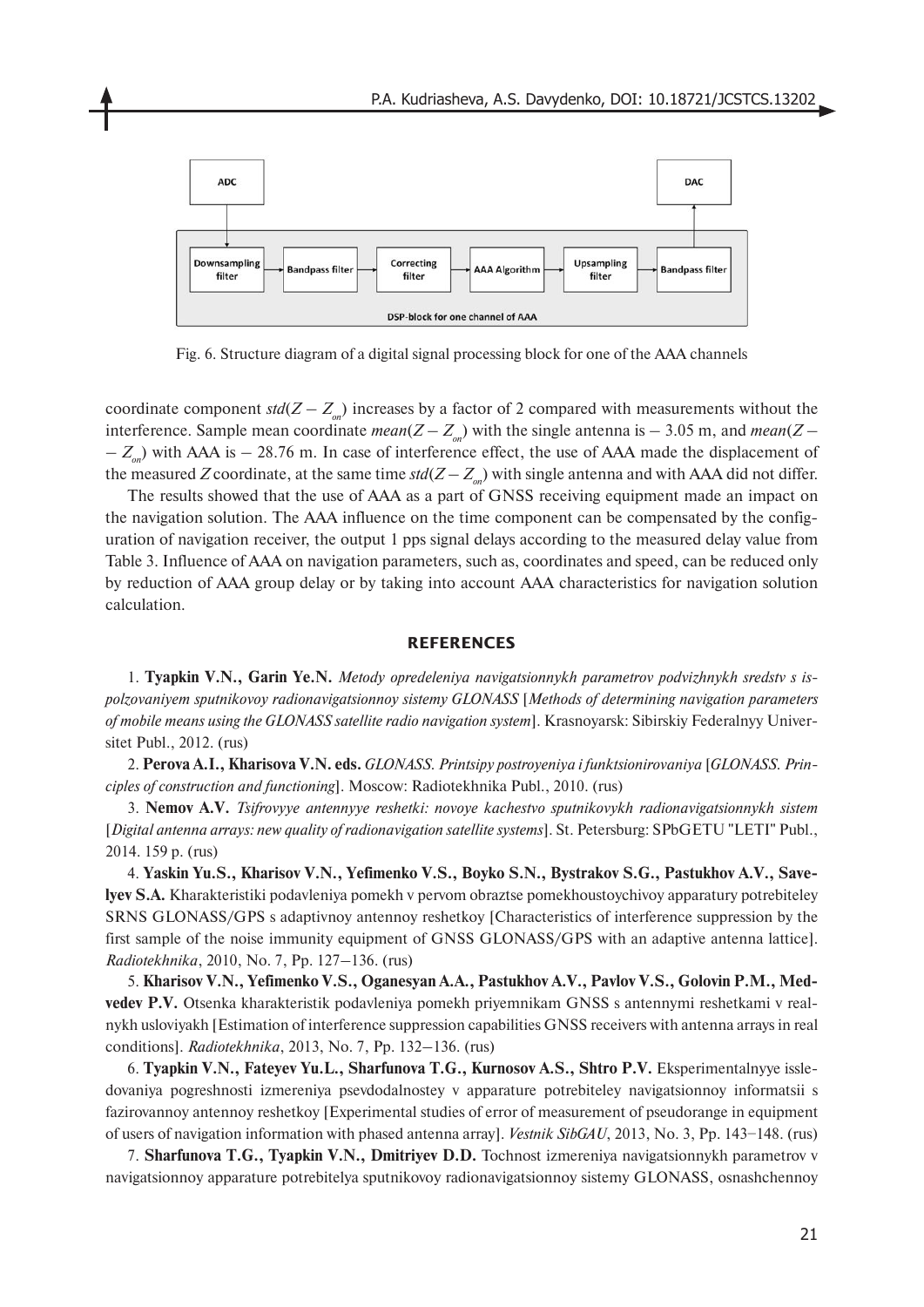Fig. 6. Structure diagram of a digital signal processing block for one of the AAA channels

coordinate component $std(Z - Z_{on})$ increases by a factor of 2 compared with measurements without the interference. Sample mean coordinate $mean(Z - Z_{on})$ with the single antenna is – 3.05 m, and $mean(Z - Z_{on})$ with AAA is – 28.76 m. In case of interference effect, the use of AAA made the displacement of the measured $Z$ coordinate, at the same time $std(Z - Z_{on})$ with single antenna and with AAA did not differ.

The results showed that the use of AAA as a part of GNSS receiving equipment made an impact on the navigation solution. The AAA influence on the time component can be compensated by the configuration of navigation receiver, the output 1 pps signal delays according to the measured delay value from Table 3. Influence of AAA on navigation parameters, such as, coordinates and speed, can be reduced only by reduction of AAA group delay or by taking into account AAA characteristics for navigation solution calculation.

## REFERENCES

1. **Tyapkin V.N., Garin Ye.N.** *Metody opredeleniya navigatsionnykh parametrov podvizhnykh sredstv s ispolzovaniyem sputnikovoy radionavigatsionnoy sistemy GLONASS* [*Methods of determining navigation parameters of mobile means using the GLONASS satellite radio navigation system*]. Krasnoyarsk: Sibirskiy Federalnyy Universitet Publ., 2012. (rus)

2. **Perova A.I., Kharisova V.N. eds.** *GLONASS. Printsipy postroyeniya i funktsionirovaniya* [*GLONASS. Principles of construction and functioning*]. Moscow: Radiotekhnika Publ., 2010. (rus)

3. **Nemov A.V.** *Tsifrovyye antennyye reshetki: novoye kachestvo sputnikovykh radionavigatsionnykh sistem* [*Digital antenna arrays: new quality of radionavigation satellite systems*]. St. Petersburg: SPbGETU "LETI" Publ., 2014. 159 p. (rus)

4. **Yaskin Yu.S., Kharisov V.N., Yefimenko V.S., Boyko S.N., Bystrakov S.G., Pastukhov A.V., Savelyev S.A.** Kharakteristiki podavleniya pomekh v pervom obraztse pomekhoustoychivoy apparatury potrebiteley SRNS GLONASS/GPS s adaptivnoy antennoy reshetkoy [Characteristics of interference suppression by the first sample of the noise immunity equipment of GNSS GLONASS/GPS with an adaptive antenna lattice]. *Radiotekhnika*, 2010, No. 7, Pp. 127–136. (rus)

5. **Kharisov V.N., Yefimenko V.S., Oganesyan A.A., Pastukhov A.V., Pavlov V.S., Golovin P.M., Medvedev P.V.** Otsenka kharakteristik podavleniya pomekh priyemnikam GNSS s antennymi reshetkami v realnykh usloviyakh [Estimation of interference suppression capabilities GNSS receivers with antenna arrays in real conditions]. *Radiotekhnika*, 2013, No. 7, Pp. 132–136. (rus)

6. **Tyapkin V.N., Fateyev Yu.L., Sharfunova T.G., Kurnosov A.S., Shtro P.V.** Eksperimentalnyye issledovaniya pogreshnosti izmereniya psevdodalnostey v apparature potrebiteley navigatsionnoy informatsii s fazirovannoy antennoy reshetkoy [Experimental studies of error of measurement of pseudorange in equipment of users of navigation information with phased antenna array]. *Vestnik SibGAU*, 2013, No. 3, Pp. 143–148. (rus)

7. **Sharfunova T.G., Tyapkin V.N., Dmitriyev D.D.** Tochnost izmereniya navigatsionnykh parametrov v navigatsionnoy apparature potrebitelya sputnikovoy radionavigatsionnoy sistemy GLONASS, osnashchennoy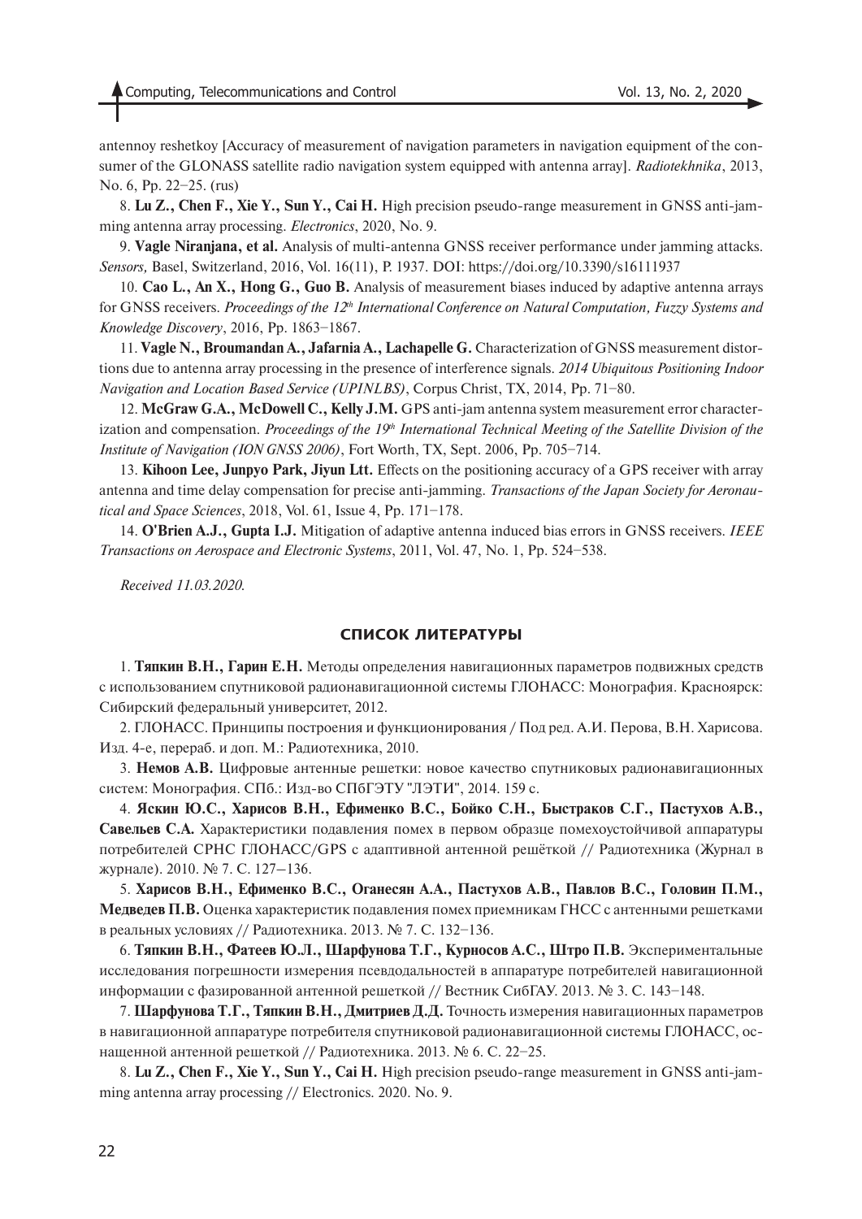antennoy reshetkoy [Accuracy of measurement of navigation parameters in navigation equipment of the consumer of the GLONASS satellite radio navigation system equipped with antenna array]. *Radiotekhnika*, 2013, No. 6, Pp. 22–25. (rus)

8. **Lu Z., Chen F., Xie Y., Sun Y., Cai H.** High precision pseudo-range measurement in GNSS anti-jamming antenna array processing. *Electronics*, 2020, No. 9.

9. **Vagle Niranjana, et al.** Analysis of multi-antenna GNSS receiver performance under jamming attacks. *Sensors,* Basel, Switzerland, 2016, Vol. 16(11), P. 1937. DOI: https://doi.org/10.3390/s16111937

10. **Cao L., An X., Hong G., Guo B.** Analysis of measurement biases induced by adaptive antenna arrays for GNSS receivers. *Proceedings of the 12th International Conference on Natural Computation, Fuzzy Systems and Knowledge Discovery*, 2016, Pp. 1863–1867.

11. **Vagle N., Broumandan A., Jafarnia A., Lachapelle G.** Characterization of GNSS measurement distortions due to antenna array processing in the presence of interference signals. *2014 Ubiquitous Positioning Indoor Navigation and Location Based Service (UPINLBS)*, Corpus Christ, TX, 2014, Pp. 71–80.

12. **McGraw G.A., McDowell C., Kelly J.M.** GPS anti-jam antenna system measurement error characterization and compensation. *Proceedings of the 19th International Technical Meeting of the Satellite Division of the Institute of Navigation (ION GNSS 2006)*, Fort Worth, TX, Sept. 2006, Pp. 705–714.

13. **Kihoon Lee, Junpyo Park, Jiyun Ltt.** Effects on the positioning accuracy of a GPS receiver with array antenna and time delay compensation for precise anti-jamming. *Transactions of the Japan Society for Aeronautical and Space Sciences*, 2018, Vol. 61, Issue 4, Pp. 171–178.

14. **O'Brien A.J., Gupta I.J.** Mitigation of adaptive antenna induced bias errors in GNSS receivers. *IEEE Transactions on Aerospace and Electronic Systems*, 2011, Vol. 47, No. 1, Pp. 524–538.

*Received 11.03.2020.*

## СПИСОК ЛИТЕРАТУРЫ

1. **Тяпкин В.Н., Гарин Е.Н.** Методы определения навигационных параметров подвижных средств с использованием спутниковой радионавигационной системы ГЛОНАСС: Монография. Красноярск: Сибирский федеральный университет, 2012.

2. ГЛОНАСС. Принципы построения и функционирования / Под ред. А.И. Перова, В.Н. Харисова. Изд. 4-е, перераб. и доп. М.: Радиотехника, 2010.

3. **Немов А.В.** Цифровые антенные решетки: новое качество спутниковых радионавигационных систем: Монография. СПб.: Изд-во СПбГЭТУ "ЛЭТИ", 2014. 159 с.

4. **Яскин Ю.С., Харисов В.Н., Ефименко В.С., Бойко С.Н., Быстраков С.Г., Пастухов А.В., Савельев С.А.** Характеристики подавления помех в первом образце помехоустойчивой аппаратуры потребителей СРНС ГЛОНАСС/GPS с адаптивной антенной решёткой // Радиотехника (Журнал в журнале). 2010. № 7. С. 127–136.

5. **Харисов В.Н., Ефименко В.С., Оганесян А.А., Пастухов А.В., Павлов В.С., Головин П.М., Медведев П.В.** Оценка характеристик подавления помех приемникам ГНСС с антенными решетками в реальных условиях // Радиотехника. 2013. № 7. С. 132–136.

6. **Тяпкин В.Н., Фатеев Ю.Л., Шарфунова Т.Г., Курносов А.С., Штро П.В.** Экспериментальные исследования погрешности измерения псевдодальностей в аппаратуре потребителей навигационной информации с фазированной антенной решеткой // Вестник СибГАУ. 2013. № 3. С. 143–148.

7. **Шарфунова Т.Г., Тяпкин В.Н., Дмитриев Д.Д.** Точность измерения навигационных параметров в навигационной аппаратуре потребителя спутниковой радионавигационной системы ГЛОНАСС, оснащенной антенной решеткой // Радиотехника. 2013. № 6. С. 22–25.

8. **Lu Z., Chen F., Xie Y., Sun Y., Cai H.** High precision pseudo-range measurement in GNSS anti-jamming antenna array processing // Electronics. 2020. No. 9.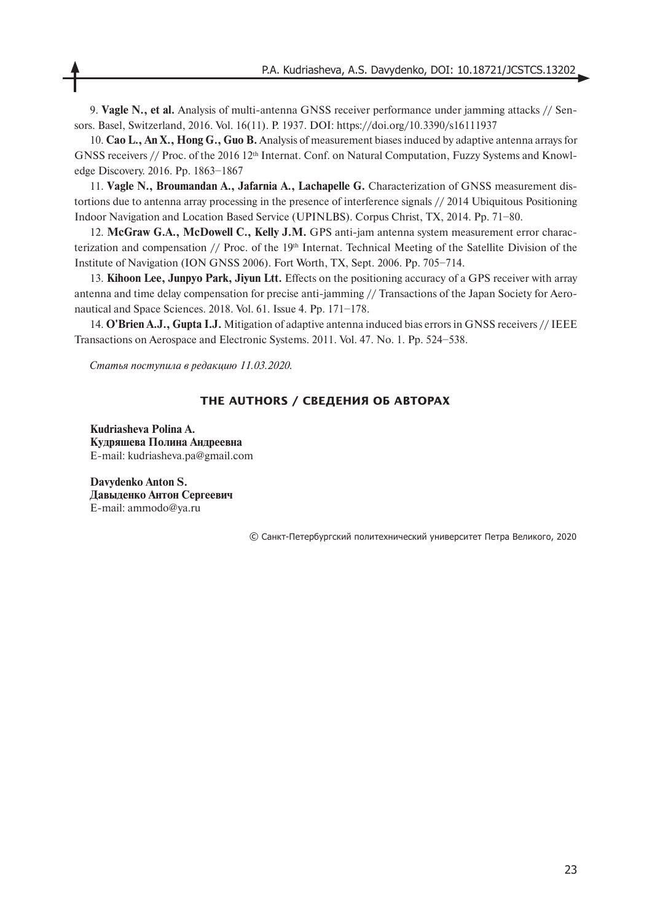9. **Vagle N., et al.** Analysis of multi-antenna GNSS receiver performance under jamming attacks // Sensors. Basel, Switzerland, 2016. Vol. 16(11). P. 1937. DOI: https://doi.org/10.3390/s16111937

10. **Cao L., An X., Hong G., Guo B.** Analysis of measurement biases induced by adaptive antenna arrays for GNSS receivers // Proc. of the 2016 12th Internat. Conf. on Natural Computation, Fuzzy Systems and Knowledge Discovery. 2016. Pp. 1863–1867

11. **Vagle N., Broumandan A., Jafarnia A., Lachapelle G.** Characterization of GNSS measurement distortions due to antenna array processing in the presence of interference signals // 2014 Ubiquitous Positioning Indoor Navigation and Location Based Service (UPINLBS). Corpus Christ, TX, 2014. Pp. 71–80.

12. **McGraw G.A., McDowell C., Kelly J.M.** GPS anti-jam antenna system measurement error characterization and compensation // Proc. of the 19th Internat. Technical Meeting of the Satellite Division of the Institute of Navigation (ION GNSS 2006). Fort Worth, TX, Sept. 2006. Pp. 705–714.

13. **Kihoon Lee, Junpyo Park, Jiyun Ltt.** Effects on the positioning accuracy of a GPS receiver with array antenna and time delay compensation for precise anti-jamming // Transactions of the Japan Society for Aeronautical and Space Sciences. 2018. Vol. 61. Issue 4. Pp. 171–178.

14. **O'Brien A.J., Gupta I.J.** Mitigation of adaptive antenna induced bias errors in GNSS receivers // IEEE Transactions on Aerospace and Electronic Systems. 2011. Vol. 47. No. 1. Pp. 524–538.

*Статья поступила в редакцию 11.03.2020.*

## THE AUTHORS / СВЕДЕНИЯ ОБ АВТОРАХ

**Kudriasheva Polina A.**
**Кудряшева Полина Андреевна**
E-mail: kudriasheva.pa@gmail.com

**Davydenko Anton S.**
**Давыденко Антон Сергеевич**
E-mail: ammodo@ya.ru

© Санкт-Петербургский политехнический университет Петра Великого, 2020